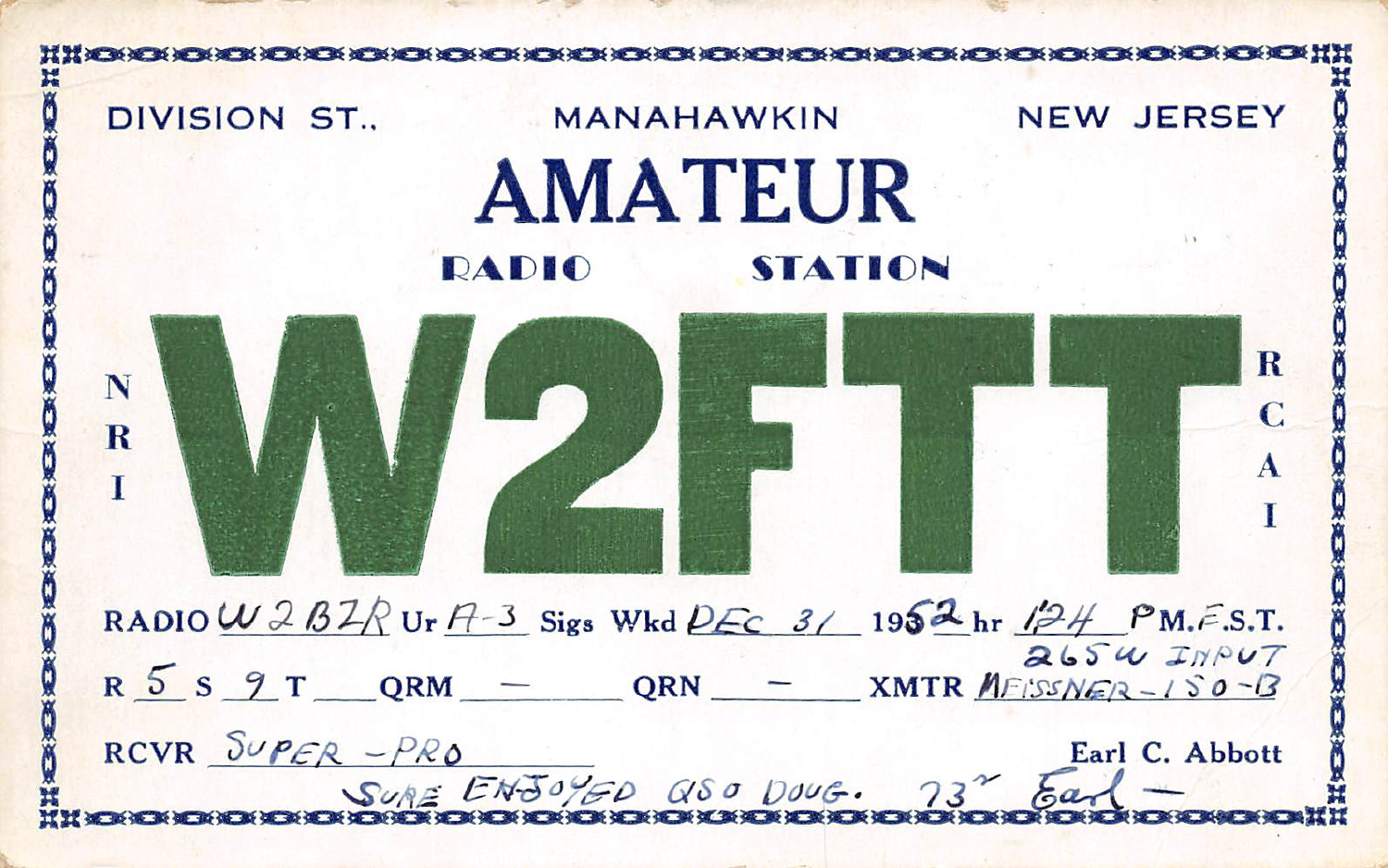DIVISION ST., MANAHAWKIN NEW JERSEY

# AMATEUR

## RADIO STATION

# W2FTT

N R I

R C A I

RADIO W2BZR Ur A-3 Sigs Wkd DEC 31 1952 hr 1:24 P.M. E.S.T.

265W INPUT

R 5 S 9 T ___ QRM — QRN — XMTR MEISSNER-150-B

RCVR SUPER-PRO

Earl C. Abbott

SURE ENJOYED QSO DOUG. 73" Earl —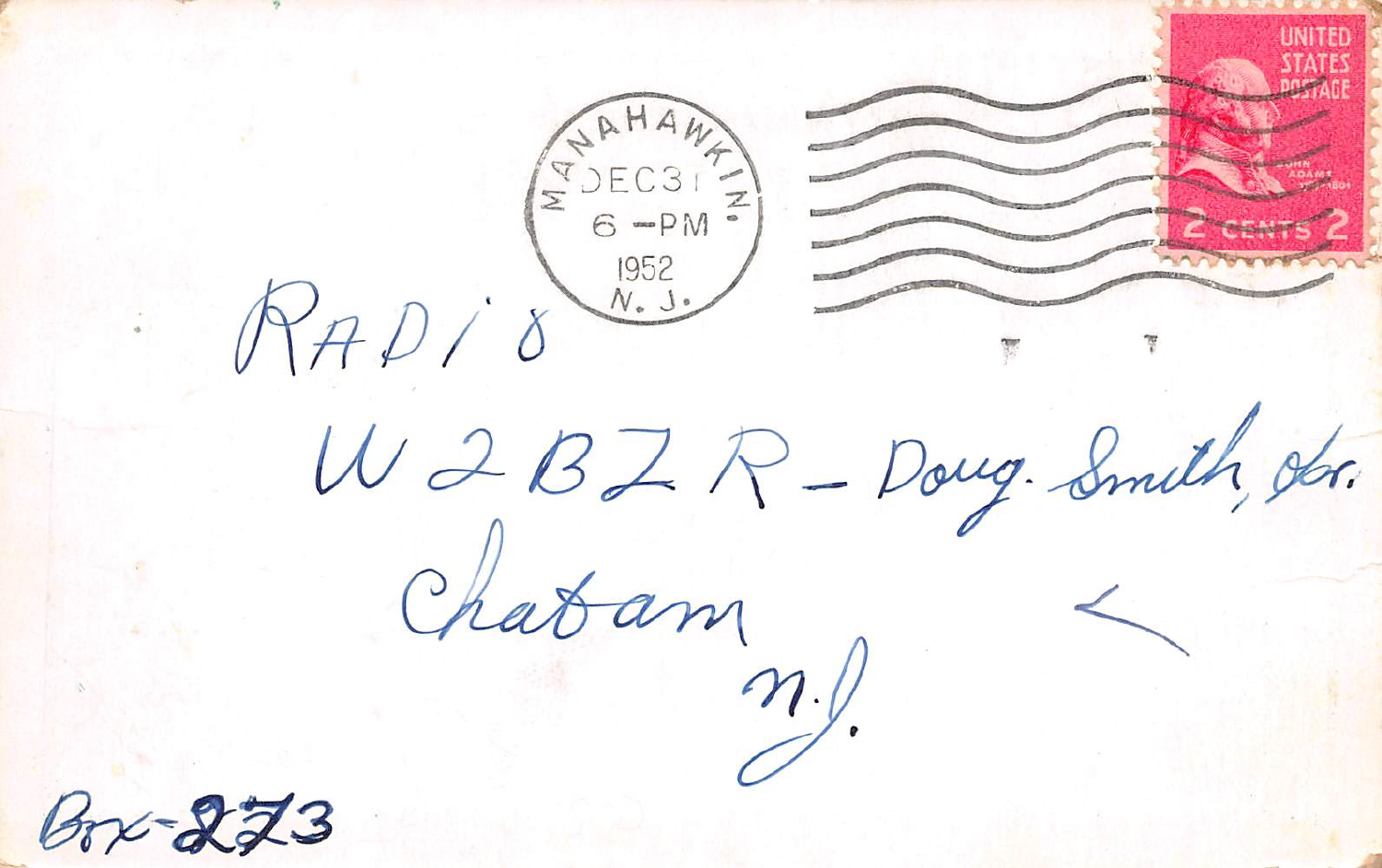MANAHAWKIN. DEC 31 6 -PM 1952 N. J.

UNITED STATES POSTAGE JOHN ADAMS 2 CENTS 2

RADIO

W2BZR – Doug. Smith, Jr.

Chatam

N. J.

Box-273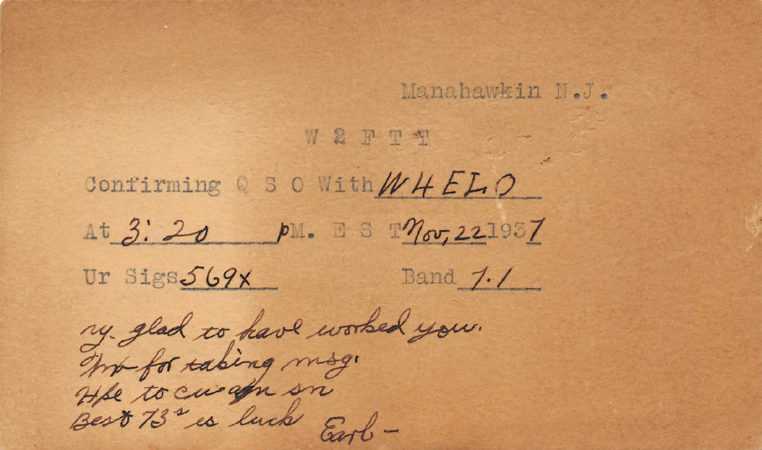Manahawkin N.J.

W 2 F T T

Confirming Q S O With W4ELO

At 3:20 PM. E S T Nov, 22 1937

Ur Sigs 569x Band 7.1

vy. glad to have worked you.
Tnx for taking msg.
Hpe to cuagn sn
Best 73s es luck Earl -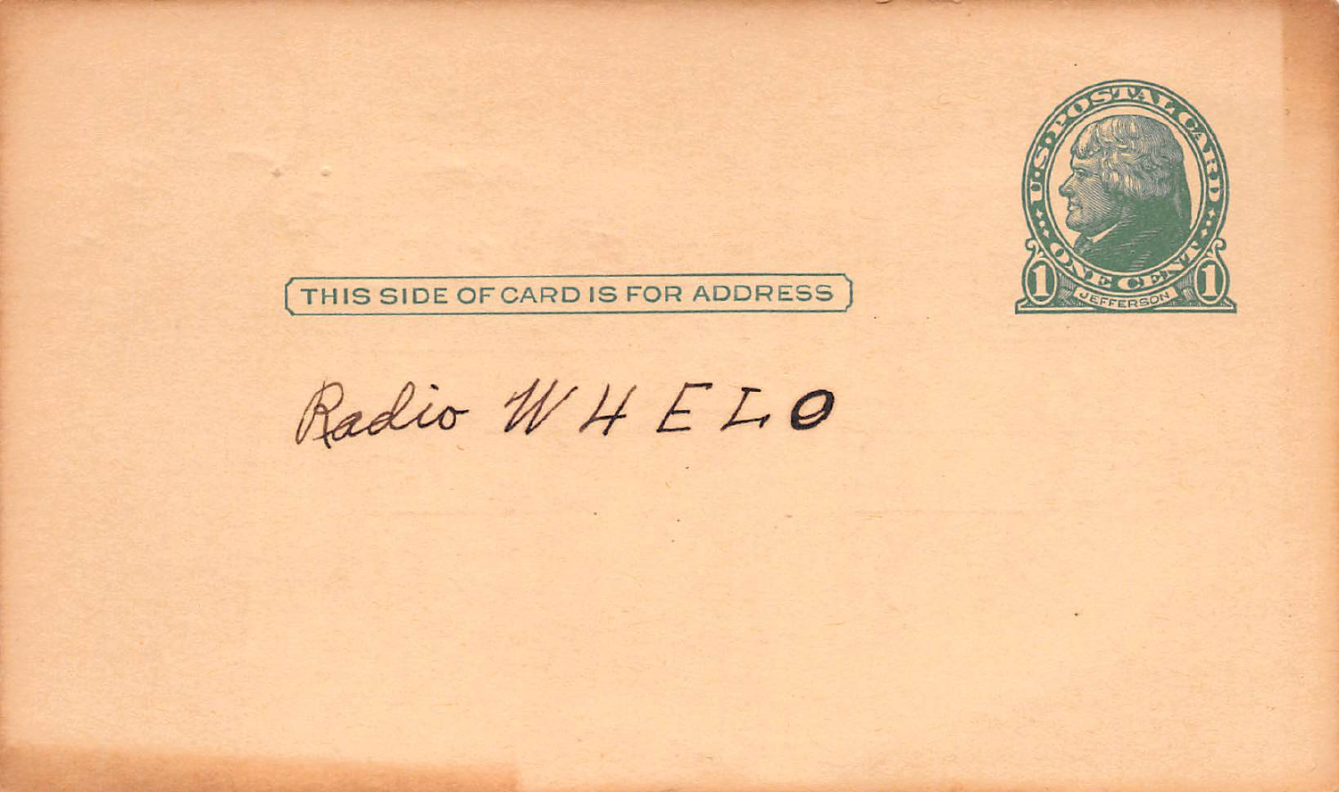U.S. POSTAL CARD

ONE CENT

1 JEFFERSON 1

THIS SIDE OF CARD IS FOR ADDRESS

Radio W4ELO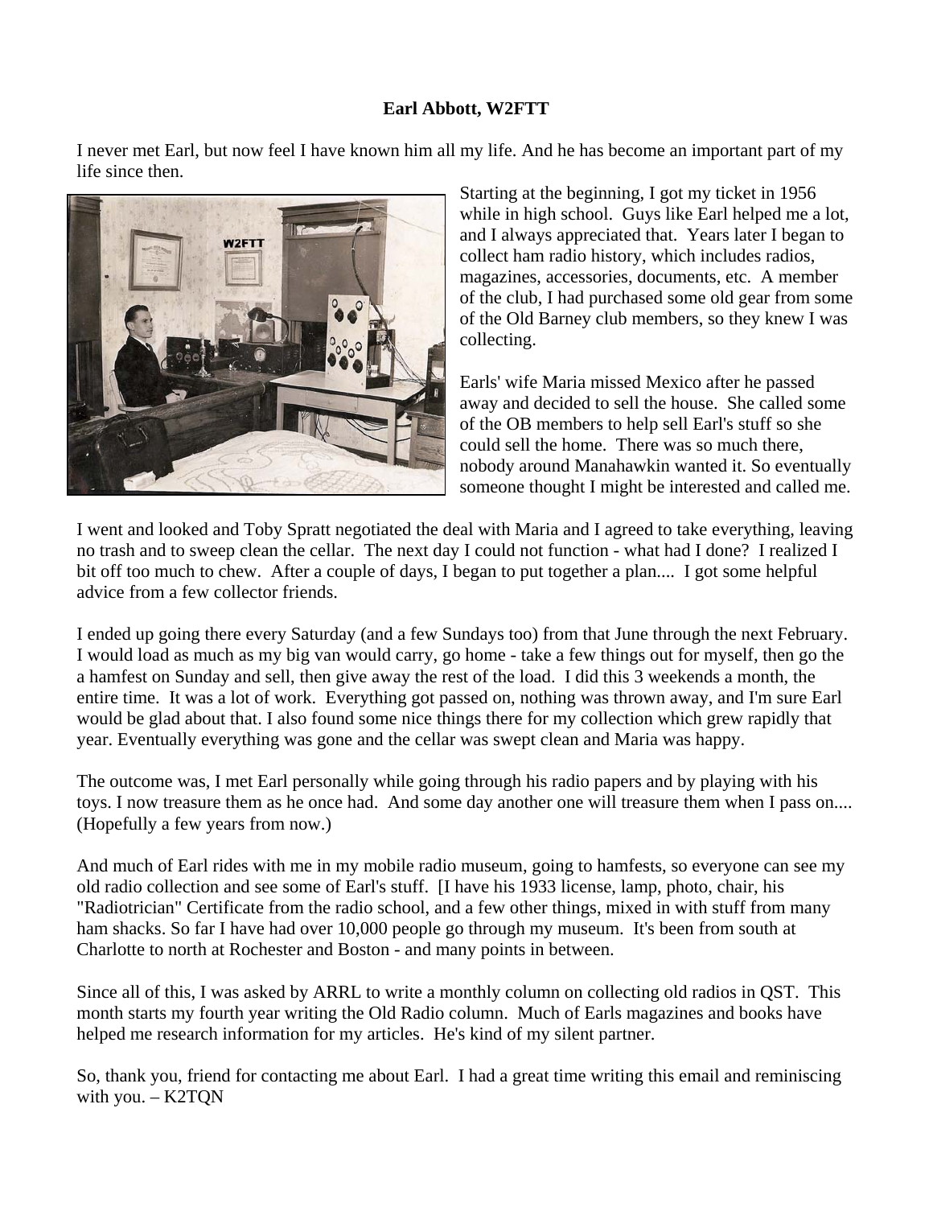**Earl Abbott, W2FTT**

I never met Earl, but now feel I have known him all my life. And he has become an important part of my life since then.

Starting at the beginning, I got my ticket in 1956 while in high school. Guys like Earl helped me a lot, and I always appreciated that. Years later I began to collect ham radio history, which includes radios, magazines, accessories, documents, etc. A member of the club, I had purchased some old gear from some of the Old Barney club members, so they knew I was collecting.

Earls' wife Maria missed Mexico after he passed away and decided to sell the house. She called some of the OB members to help sell Earl's stuff so she could sell the home. There was so much there, nobody around Manahawkin wanted it. So eventually someone thought I might be interested and called me.

I went and looked and Toby Spratt negotiated the deal with Maria and I agreed to take everything, leaving no trash and to sweep clean the cellar. The next day I could not function - what had I done? I realized I bit off too much to chew. After a couple of days, I began to put together a plan.... I got some helpful advice from a few collector friends.

I ended up going there every Saturday (and a few Sundays too) from that June through the next February. I would load as much as my big van would carry, go home - take a few things out for myself, then go the a hamfest on Sunday and sell, then give away the rest of the load. I did this 3 weekends a month, the entire time. It was a lot of work. Everything got passed on, nothing was thrown away, and I'm sure Earl would be glad about that. I also found some nice things there for my collection which grew rapidly that year. Eventually everything was gone and the cellar was swept clean and Maria was happy.

The outcome was, I met Earl personally while going through his radio papers and by playing with his toys. I now treasure them as he once had. And some day another one will treasure them when I pass on.... (Hopefully a few years from now.)

And much of Earl rides with me in my mobile radio museum, going to hamfests, so everyone can see my old radio collection and see some of Earl's stuff. [I have his 1933 license, lamp, photo, chair, his "Radiotrician" Certificate from the radio school, and a few other things, mixed in with stuff from many ham shacks. So far I have had over 10,000 people go through my museum. It's been from south at Charlotte to north at Rochester and Boston - and many points in between.

Since all of this, I was asked by ARRL to write a monthly column on collecting old radios in QST. This month starts my fourth year writing the Old Radio column. Much of Earls magazines and books have helped me research information for my articles. He's kind of my silent partner.

So, thank you, friend for contacting me about Earl. I had a great time writing this email and reminiscing with you. – K2TQN